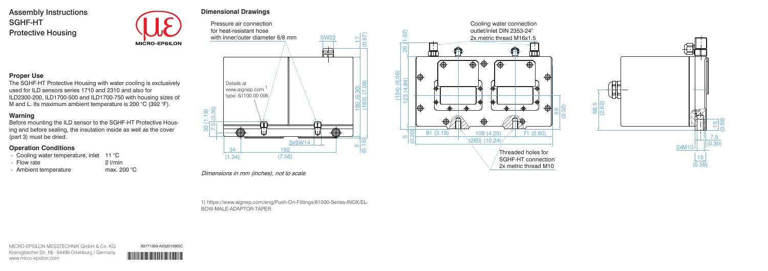# Assembly Instructions SGHF-HT Protective Housing

MICRO-EPSILON

## Proper Use

The SGHF-HT Protective Housing with water cooling is exclusively used for ILD sensors series 1710 and 2310 and also for ILD2300-200, ILD1700-500 and ILD1700-750 with housing sizes of M and L. Its maximum ambient temperature is 200 °C (392 °F).

## Warning

Before mounting the ILD sensor to the SGHF-HT Protective Housing and before sealing, the insulation inside as well as the cover (part 3) must be dried.

## Operation Conditions

- Cooling water temperature, inlet 11 °C
- Flow rate 2 l/min
- Ambient temperature max. 200 °C

## Dimensional Drawings

Pressure air connection for heat-resistant hose with inner/outer diameter 6/8 mm

Details at www.aignep.com [1] type: 61100 00 006

SW22

17 (0.67)

160 (6.30)

(180) (7.09)

30 (1.18)

7.5 (0.30)

2xSW14

34 (1.34)

192 (7.56)

3 (0.12)

Cooling water connection outlet/inlet DIN 2353-24° 2x metric thread M16x1.5

26 (1.02)

(154) (6.06)

123 (4.84)

59 (2.32)

5 (0.20)

81 (3.19)

108 (4.25)

71 (2.80)

(260) (10.24)

Threaded holes for SGHF-HT connection 2x metric thread M10

66.5 (2.62)

15 (0.59)

7.5 (0.30)

2xM10

15 (0.59)

*Dimensions in mm (inches), not to scale*

1) https://www.aignep.com/eng/Push-On-Fittings/61000-Series-INOX/ELBOW-MALE-ADAPTOR-TAPER

MICRO-EPSILON MESSTECHNIK GmbH & Co. KG
Koenigbacher Str. 15 · 94496 Ortenburg / Germany
www.micro-epsilon.com

X9771359-A032010MSC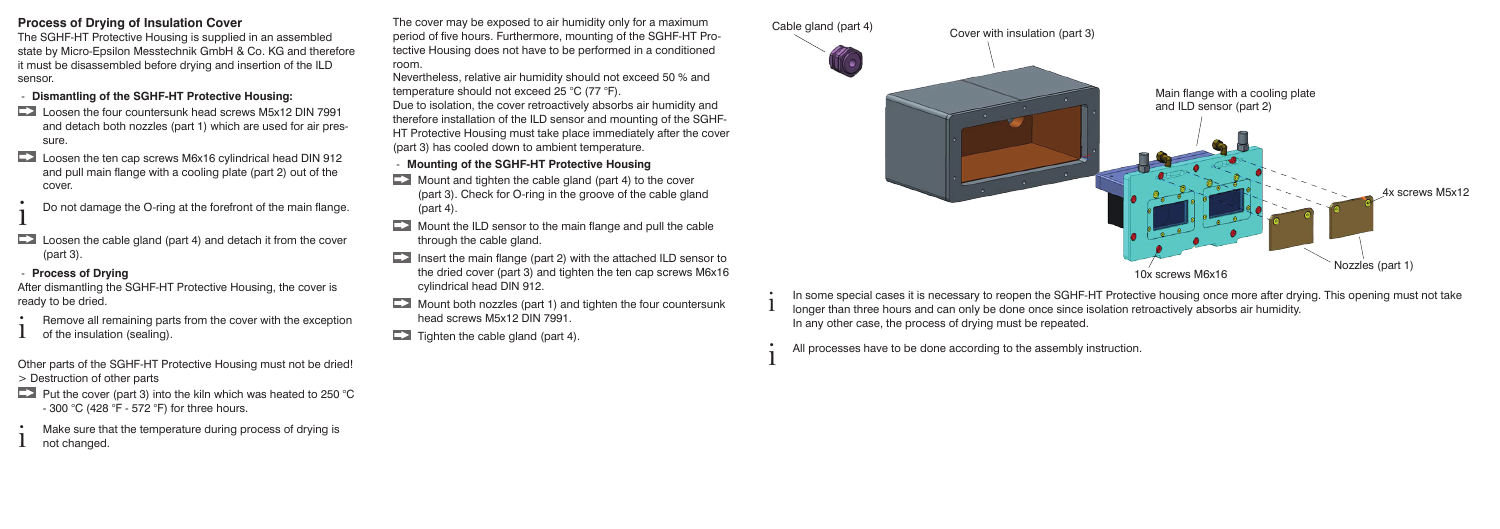## Process of Drying of Insulation Cover

The SGHF-HT Protective Housing is supplied in an assembled state by Micro-Epsilon Messtechnik GmbH & Co. KG and therefore it must be disassembled before drying and insertion of the ILD sensor.

- **Dismantling of the SGHF-HT Protective Housing:**

➡ Loosen the four countersunk head screws M5x12 DIN 7991 and detach both nozzles (part 1) which are used for air pressure.

➡ Loosen the ten cap screws M6x16 cylindrical head DIN 912 and pull main flange with a cooling plate (part 2) out of the cover.

i Do not damage the O-ring at the forefront of the main flange.

➡ Loosen the cable gland (part 4) and detach it from the cover (part 3).

- **Process of Drying**

After dismantling the SGHF-HT Protective Housing, the cover is ready to be dried.

i Remove all remaining parts from the cover with the exception of the insulation (sealing).

Other parts of the SGHF-HT Protective Housing must not be dried!
> Destruction of other parts

➡ Put the cover (part 3) into the kiln which was heated to 250 °C - 300 °C (428 °F - 572 °F) for three hours.

i Make sure that the temperature during process of drying is not changed.

The cover may be exposed to air humidity only for a maximum period of five hours. Furthermore, mounting of the SGHF-HT Protective Housing does not have to be performed in a conditioned room.

Nevertheless, relative air humidity should not exceed 50 % and temperature should not exceed 25 °C (77 °F).

Due to isolation, the cover retroactively absorbs air humidity and therefore installation of the ILD sensor and mounting of the SGHF-HT Protective Housing must take place immediately after the cover (part 3) has cooled down to ambient temperature.

- **Mounting of the SGHF-HT Protective Housing**

➡ Mount and tighten the cable gland (part 4) to the cover (part 3). Check for O-ring in the groove of the cable gland (part 4).

➡ Mount the ILD sensor to the main flange and pull the cable through the cable gland.

➡ Insert the main flange (part 2) with the attached ILD sensor to the dried cover (part 3) and tighten the ten cap screws M6x16 cylindrical head DIN 912.

➡ Mount both nozzles (part 1) and tighten the four countersunk head screws M5x12 DIN 7991.

➡ Tighten the cable gland (part 4).

Cable gland (part 4)

Cover with insulation (part 3)

Main flange with a cooling plate and ILD sensor (part 2)

4x screws M5x12

Nozzles (part 1)

10x screws M6x16

i In some special cases it is necessary to reopen the SGHF-HT Protective housing once more after drying. This opening must not take longer than three hours and can only be done once since isolation retroactively absorbs air humidity.
In any other case, the process of drying must be repeated.

i All processes have to be done according to the assembly instruction.